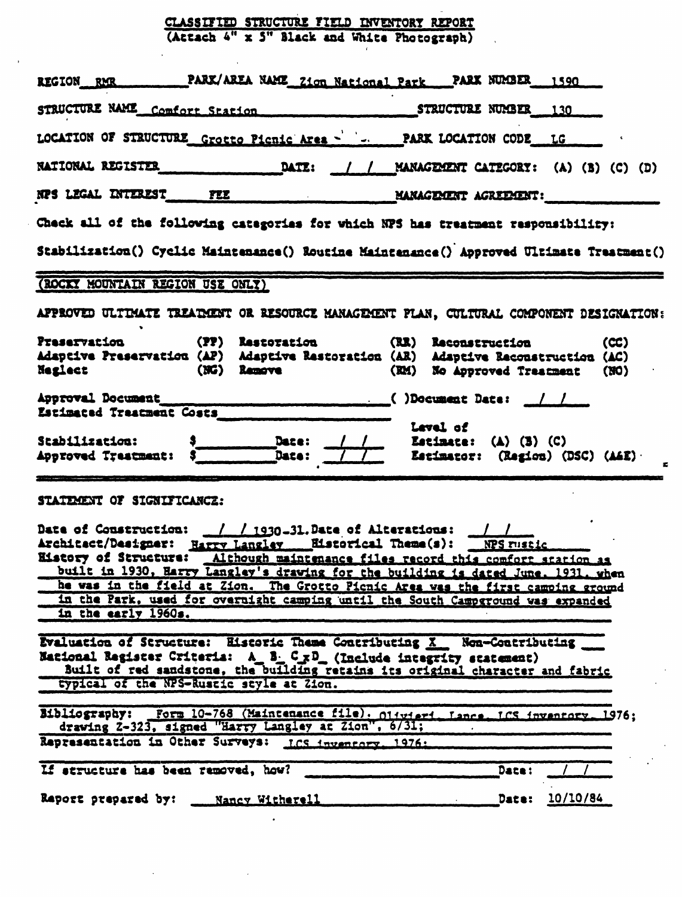# CLASSIFIED STRUCTURE FIELD INVENTORY REPORT
(Attach 4" x 5" Black and White Photograph)

REGION RMR PARK/AREA NAME Zion National Park PARK NUMBER 1590

STRUCTURE NAME Comfort Station STRUCTURE NUMBER 130

LOCATION OF STRUCTURE Grotto Picnic Area PARK LOCATION CODE LG

NATIONAL REGISTER ____ DATE: / / MANAGEMENT CATEGORY: (A) (B) (C) (D)

NPS LEGAL INTEREST FEE MANAGEMENT AGREEMENT: ____

Check all of the following categories for which NPS has treatment responsibility:

Stabilization() Cyclic Maintenance() Routine Maintenance() Approved Ultimate Treatment()

---

(ROCKY MOUNTAIN REGION USE ONLY)

APPROVED ULTIMATE TREATMENT OR RESOURCE MANAGEMENT PLAN, CULTURAL COMPONENT DESIGNATION:

| | | | | | |
|---|---|---|---|---|---|
| Preservation | (PP) | Restoration | (RR) | Reconstruction | (CC) |
| Adaptive Preservation | (AP) | Adaptive Restoration | (AR) | Adaptive Reconstruction | (AC) |
| Neglect | (NG) | Remove | (RM) | No Approved Treatment | (NO) |

Approval Document ____ ( )Document Date: / /

Estimated Treatment Costs ____

Stabilization: $____ Date: / / Level of Estimate: (A) (B) (C)

Approved Treatment: $____ Date: / / Estimator: (Region) (DSC) (A&E)

---

STATEMENT OF SIGNIFICANCE:

Date of Construction: / / 1930-31. Date of Alterations: / /

Architect/Designer: Harry Langley Historical Theme(s): NPS rustic

History of Structure: Although maintenance files record this comfort station as built in 1930, Harry Langley's drawing for the building is dated June, 1931, when he was in the field at Zion. The Grotto Picnic Area was the first camping ground in the Park, used for overnight camping until the South Campground was expanded in the early 1960s.

Evaluation of Structure: Historic Theme Contributing X Non-Contributing ___

National Register Criteria: A_ B_ C x D_ (Include integrity statement)
Built of red sandstone, the building retains its original character and fabric typical of the NPS-Rustic style at Zion.

Bibliography: Form 10-768 (Maintenance file). Olivieri, Lance, LCS inventory, 1976; drawing Z-323, signed "Harry Langley at Zion", 6/31;

Representation in Other Surveys: LCS inventory, 1976;

If structure has been removed, how? ____ Date: / /

Report prepared by: Nancy Witherell Date: 10/10/84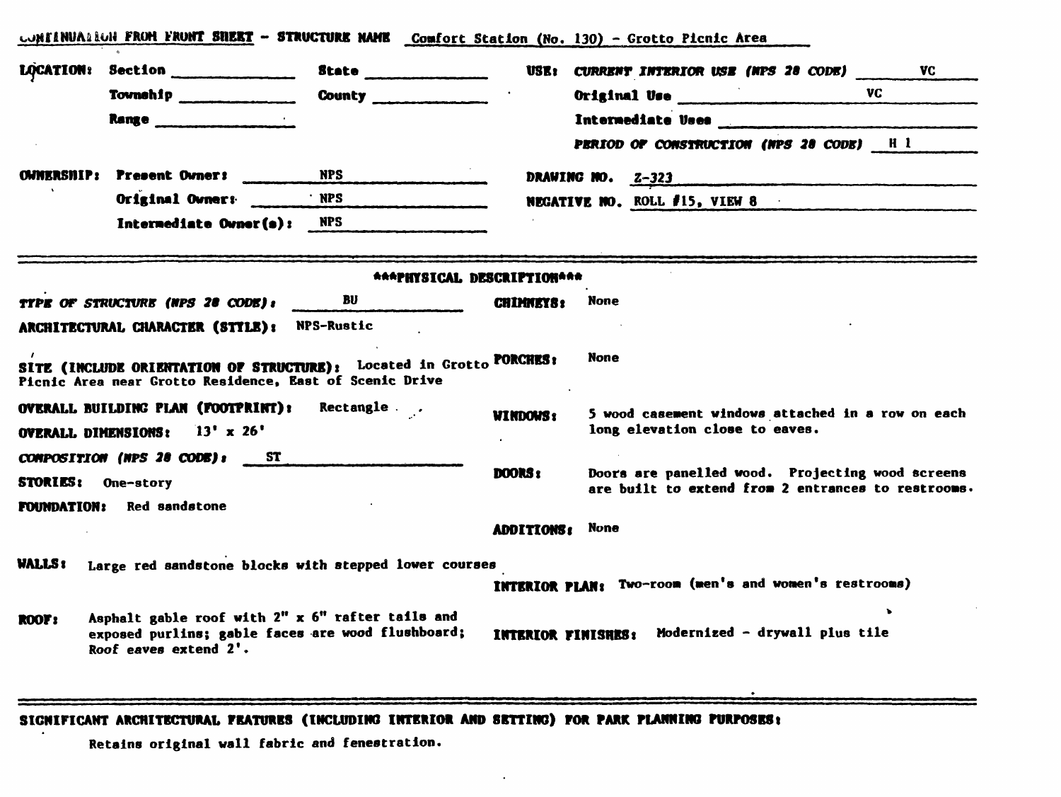CONTINUATION FROM FRONT SHEET - STRUCTURE NAME Comfort Station (No. 130) - Grotto Picnic Area

**LOCATION:** Section ______ State ______ Township ______ County ______ Range ______

**USE:** *CURRENT INTERIOR USE (NPS 28 CODE)* VC
Original Use VC
Intermediate Uses ______
*PERIOD OF CONSTRUCTION (NPS 28 CODE)* H 1

**OWNERSHIP:** Present Owner: NPS
Original Owner: NPS
Intermediate Owner(s): NPS

**DRAWING NO.** Z-323
**NEGATIVE NO.** ROLL #15, VIEW 8

## \*\*\*PHYSICAL DESCRIPTION\*\*\*

*TYPE OF STRUCTURE (NPS 28 CODE):* BU

**ARCHITECTURAL CHARACTER (STYLE):** NPS-Rustic

**SITE (INCLUDE ORIENTATION OF STRUCTURE):** Located in Grotto Picnic Area near Grotto Residence, East of Scenic Drive

**OVERALL BUILDING PLAN (FOOTPRINT):** Rectangle

**OVERALL DIMENSIONS:** 13' x 26'

*COMPOSITION (NPS 28 CODE):* ST

**STORIES:** One-story

**FOUNDATION:** Red sandstone

**CHIMNEYS:** None

**PORCHES:** None

**WINDOWS:** 5 wood casement windows attached in a row on each long elevation close to eaves.

**DOORS:** Doors are panelled wood. Projecting wood screens are built to extend from 2 entrances to restrooms.

**ADDITIONS:** None

**WALLS:** Large red sandstone blocks with stepped lower courses

**INTERIOR PLAN:** Two-room (men's and women's restrooms)

**ROOF:** Asphalt gable roof with 2" x 6" rafter tails and exposed purlins; gable faces are wood flushboard; Roof eaves extend 2'.

**INTERIOR FINISHES:** Modernized - drywall plus tile

**SIGNIFICANT ARCHITECTURAL FEATURES (INCLUDING INTERIOR AND SETTING) FOR PARK PLANNING PURPOSES:**

Retains original wall fabric and fenestration.